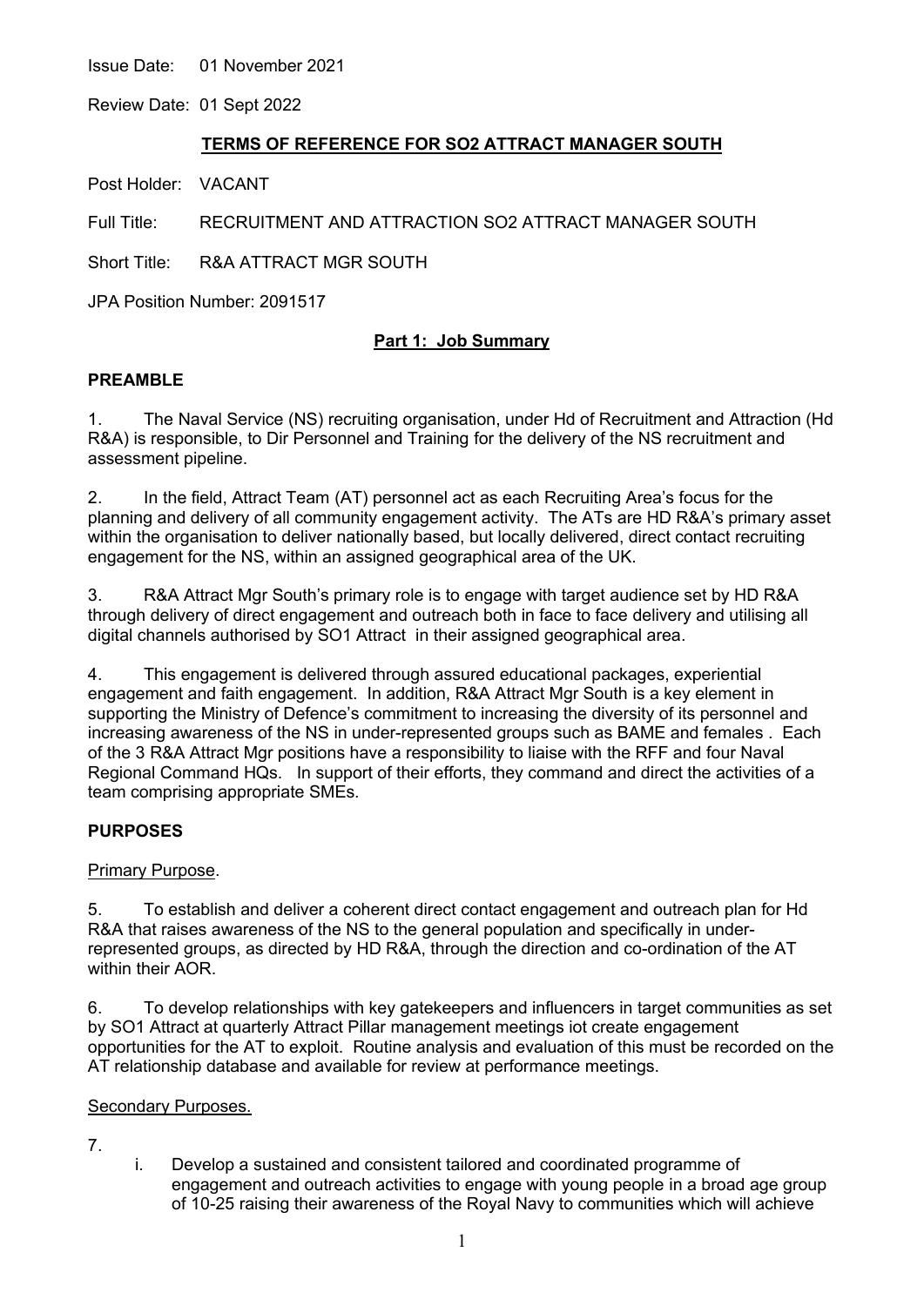Issue Date: 01 November 2021

Review Date: 01 Sept 2022

## TERMS OF REFERENCE FOR SO2 ATTRACT MANAGER SOUTH

Post Holder: VACANT

Full Title: RECRUITMENT AND ATTRACTION SO2 ATTRACT MANAGER SOUTH

Short Title: R&A ATTRACT MGR SOUTH

JPA Position Number: 2091517

## Part 1: Job Summary

### PREAMBLE

1. The Naval Service (NS) recruiting organisation, under Hd of Recruitment and Attraction (Hd R&A) is responsible, to Dir Personnel and Training for the delivery of the NS recruitment and assessment pipeline.

2. In the field, Attract Team (AT) personnel act as each Recruiting Area's focus for the planning and delivery of all community engagement activity. The ATs are HD R&A's primary asset within the organisation to deliver nationally based, but locally delivered, direct contact recruiting engagement for the NS, within an assigned geographical area of the UK.

3. R&A Attract Mgr South's primary role is to engage with target audience set by HD R&A through delivery of direct engagement and outreach both in face to face delivery and utilising all digital channels authorised by SO1 Attract in their assigned geographical area.

4. This engagement is delivered through assured educational packages, experiential engagement and faith engagement. In addition, R&A Attract Mgr South is a key element in supporting the Ministry of Defence's commitment to increasing the diversity of its personnel and increasing awareness of the NS in under-represented groups such as BAME and females . Each of the 3 R&A Attract Mgr positions have a responsibility to liaise with the RFF and four Naval Regional Command HQs. In support of their efforts, they command and direct the activities of a team comprising appropriate SMEs.

### PURPOSES

Primary Purpose.

5. To establish and deliver a coherent direct contact engagement and outreach plan for Hd R&A that raises awareness of the NS to the general population and specifically in under-represented groups, as directed by HD R&A, through the direction and co-ordination of the AT within their AOR.

6. To develop relationships with key gatekeepers and influencers in target communities as set by SO1 Attract at quarterly Attract Pillar management meetings iot create engagement opportunities for the AT to exploit. Routine analysis and evaluation of this must be recorded on the AT relationship database and available for review at performance meetings.

Secondary Purposes.

7.

i. Develop a sustained and consistent tailored and coordinated programme of engagement and outreach activities to engage with young people in a broad age group of 10-25 raising their awareness of the Royal Navy to communities which will achieve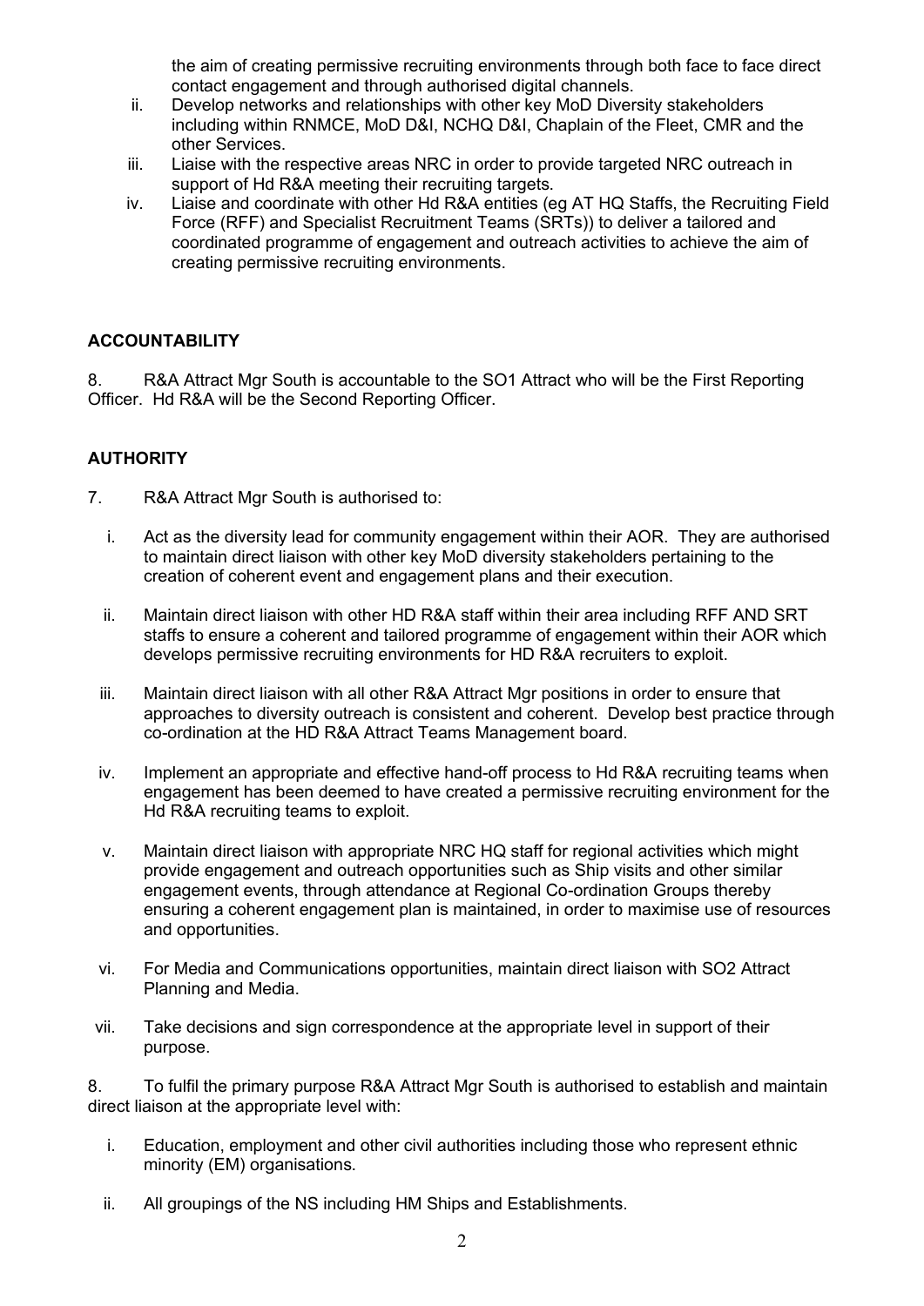the aim of creating permissive recruiting environments through both face to face direct contact engagement and through authorised digital channels.

ii. Develop networks and relationships with other key MoD Diversity stakeholders including within RNMCE, MoD D&I, NCHQ D&I, Chaplain of the Fleet, CMR and the other Services.

iii. Liaise with the respective areas NRC in order to provide targeted NRC outreach in support of Hd R&A meeting their recruiting targets.

iv. Liaise and coordinate with other Hd R&A entities (eg AT HQ Staffs, the Recruiting Field Force (RFF) and Specialist Recruitment Teams (SRTs)) to deliver a tailored and coordinated programme of engagement and outreach activities to achieve the aim of creating permissive recruiting environments.

## ACCOUNTABILITY

8. R&A Attract Mgr South is accountable to the SO1 Attract who will be the First Reporting Officer. Hd R&A will be the Second Reporting Officer.

## AUTHORITY

7. R&A Attract Mgr South is authorised to:

i. Act as the diversity lead for community engagement within their AOR. They are authorised to maintain direct liaison with other key MoD diversity stakeholders pertaining to the creation of coherent event and engagement plans and their execution.

ii. Maintain direct liaison with other HD R&A staff within their area including RFF AND SRT staffs to ensure a coherent and tailored programme of engagement within their AOR which develops permissive recruiting environments for HD R&A recruiters to exploit.

iii. Maintain direct liaison with all other R&A Attract Mgr positions in order to ensure that approaches to diversity outreach is consistent and coherent. Develop best practice through co-ordination at the HD R&A Attract Teams Management board.

iv. Implement an appropriate and effective hand-off process to Hd R&A recruiting teams when engagement has been deemed to have created a permissive recruiting environment for the Hd R&A recruiting teams to exploit.

v. Maintain direct liaison with appropriate NRC HQ staff for regional activities which might provide engagement and outreach opportunities such as Ship visits and other similar engagement events, through attendance at Regional Co-ordination Groups thereby ensuring a coherent engagement plan is maintained, in order to maximise use of resources and opportunities.

vi. For Media and Communications opportunities, maintain direct liaison with SO2 Attract Planning and Media.

vii. Take decisions and sign correspondence at the appropriate level in support of their purpose.

8. To fulfil the primary purpose R&A Attract Mgr South is authorised to establish and maintain direct liaison at the appropriate level with:

i. Education, employment and other civil authorities including those who represent ethnic minority (EM) organisations.

ii. All groupings of the NS including HM Ships and Establishments.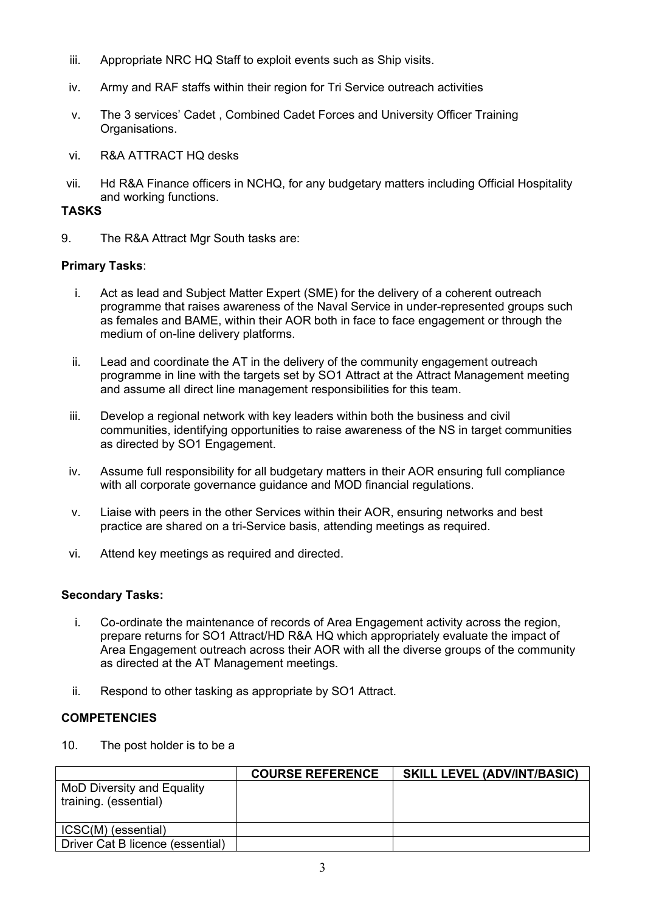iii. Appropriate NRC HQ Staff to exploit events such as Ship visits.

iv. Army and RAF staffs within their region for Tri Service outreach activities

v. The 3 services' Cadet , Combined Cadet Forces and University Officer Training Organisations.

vi. R&A ATTRACT HQ desks

vii. Hd R&A Finance officers in NCHQ, for any budgetary matters including Official Hospitality and working functions.

**TASKS**

9. The R&A Attract Mgr South tasks are:

**Primary Tasks**:

i. Act as lead and Subject Matter Expert (SME) for the delivery of a coherent outreach programme that raises awareness of the Naval Service in under-represented groups such as females and BAME, within their AOR both in face to face engagement or through the medium of on-line delivery platforms.

ii. Lead and coordinate the AT in the delivery of the community engagement outreach programme in line with the targets set by SO1 Attract at the Attract Management meeting and assume all direct line management responsibilities for this team.

iii. Develop a regional network with key leaders within both the business and civil communities, identifying opportunities to raise awareness of the NS in target communities as directed by SO1 Engagement.

iv. Assume full responsibility for all budgetary matters in their AOR ensuring full compliance with all corporate governance guidance and MOD financial regulations.

v. Liaise with peers in the other Services within their AOR, ensuring networks and best practice are shared on a tri-Service basis, attending meetings as required.

vi. Attend key meetings as required and directed.

**Secondary Tasks:**

i. Co-ordinate the maintenance of records of Area Engagement activity across the region, prepare returns for SO1 Attract/HD R&A HQ which appropriately evaluate the impact of Area Engagement outreach across their AOR with all the diverse groups of the community as directed at the AT Management meetings.

ii. Respond to other tasking as appropriate by SO1 Attract.

**COMPETENCIES**

10. The post holder is to be a

| | **COURSE REFERENCE** | **SKILL LEVEL (ADV/INT/BASIC)** |
|---|---|---|
| MoD Diversity and Equality training. (essential) | | |
| ICSC(M) (essential) | | |
| Driver Cat B licence (essential) | | |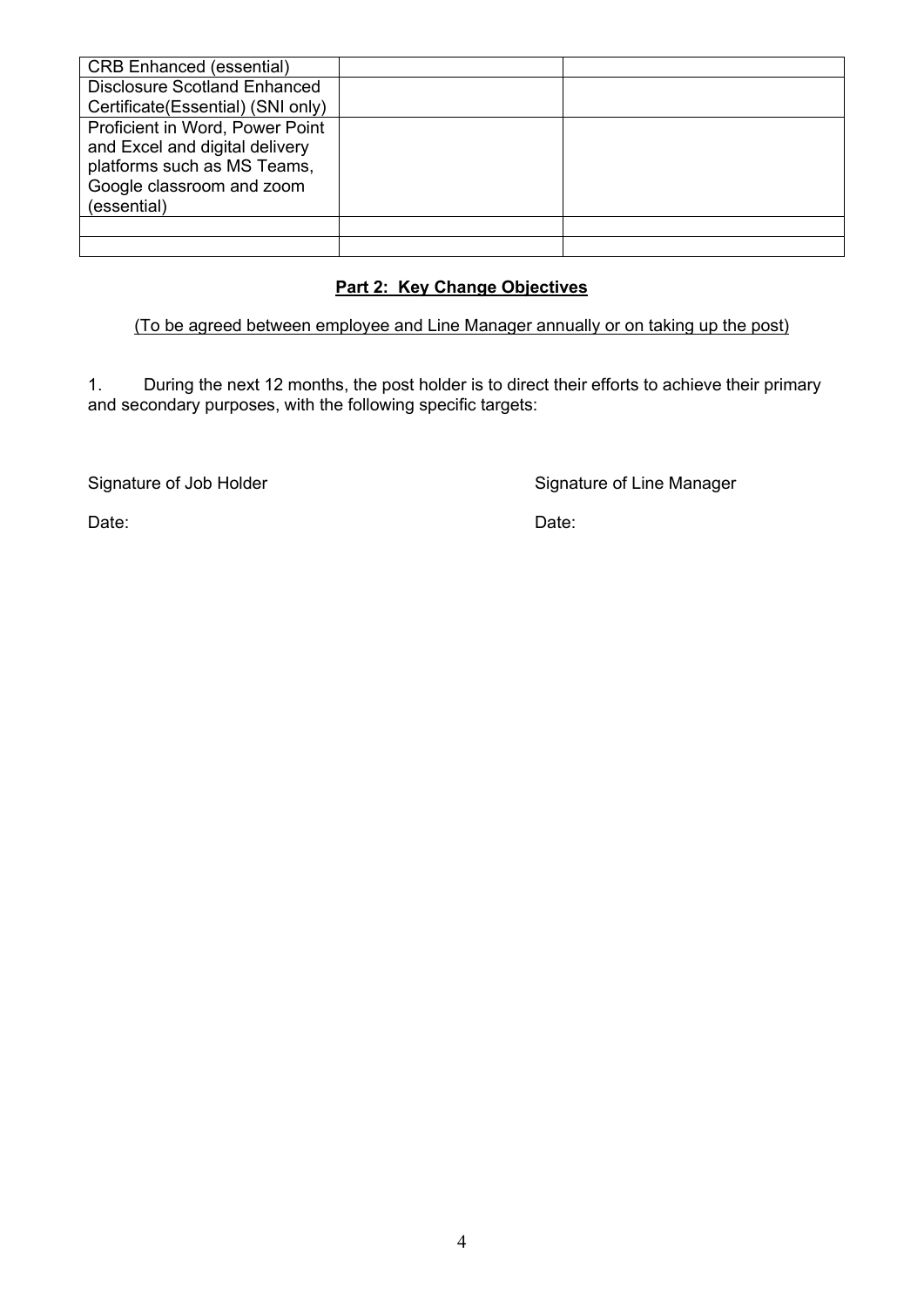| | | |
|---|---|---|
| CRB Enhanced (essential) | | |
| Disclosure Scotland Enhanced Certificate(Essential) (SNI only) | | |
| Proficient in Word, Power Point and Excel and digital delivery platforms such as MS Teams, Google classroom and zoom (essential) | | |
| | | |
| | | |

## Part 2: Key Change Objectives

(To be agreed between employee and Line Manager annually or on taking up the post)

1. During the next 12 months, the post holder is to direct their efforts to achieve their primary and secondary purposes, with the following specific targets:

Signature of Job Holder

Date:

Signature of Line Manager

Date: